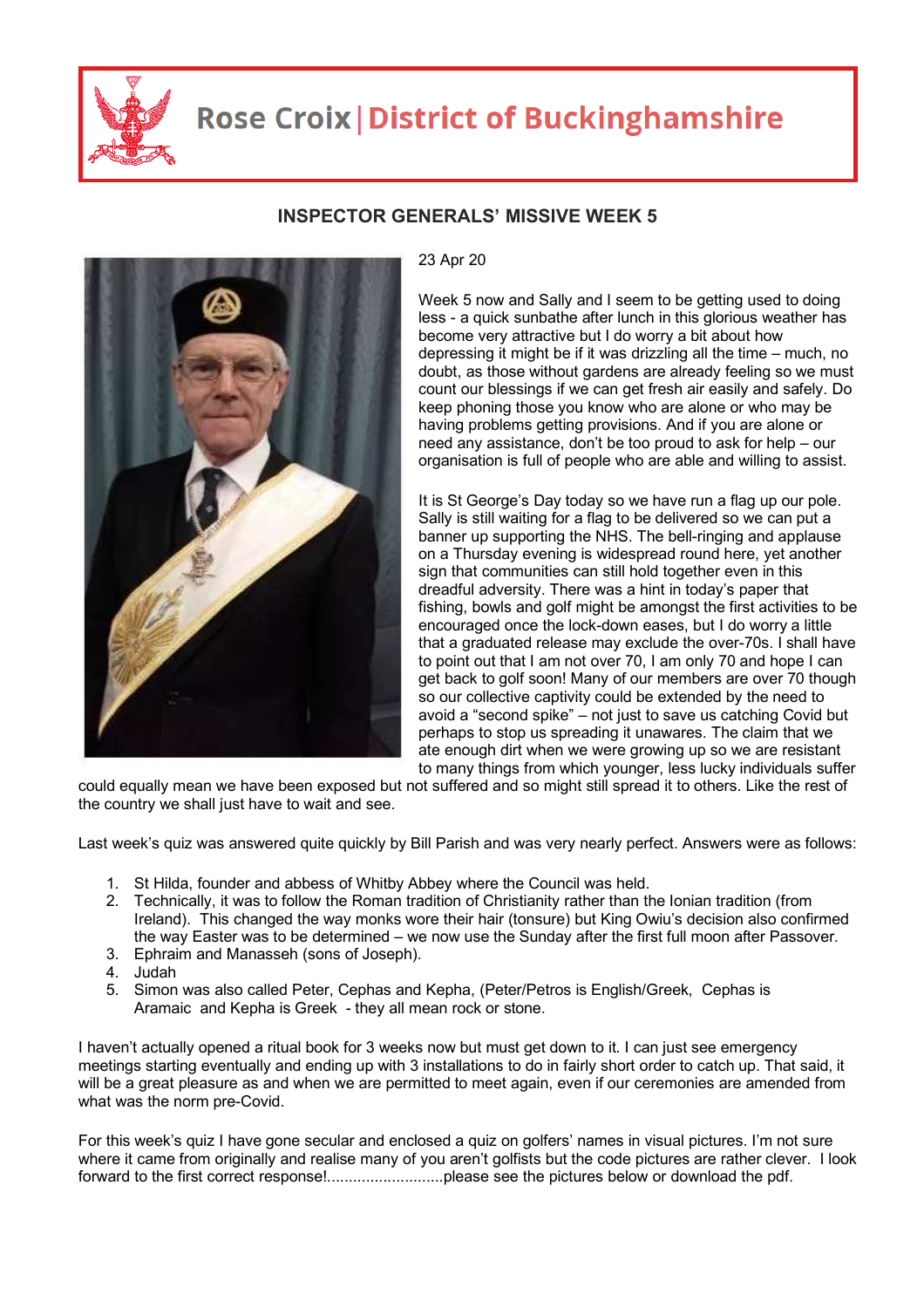# Rose Croix | District of Buckinghamshire

## INSPECTOR GENERALS' MISSIVE WEEK 5

23 Apr 20

Week 5 now and Sally and I seem to be getting used to doing less - a quick sunbathe after lunch in this glorious weather has become very attractive but I do worry a bit about how depressing it might be if it was drizzling all the time – much, no doubt, as those without gardens are already feeling so we must count our blessings if we can get fresh air easily and safely. Do keep phoning those you know who are alone or who may be having problems getting provisions. And if you are alone or need any assistance, don't be too proud to ask for help – our organisation is full of people who are able and willing to assist.

It is St George's Day today so we have run a flag up our pole. Sally is still waiting for a flag to be delivered so we can put a banner up supporting the NHS. The bell-ringing and applause on a Thursday evening is widespread round here, yet another sign that communities can still hold together even in this dreadful adversity. There was a hint in today's paper that fishing, bowls and golf might be amongst the first activities to be encouraged once the lock-down eases, but I do worry a little that a graduated release may exclude the over-70s. I shall have to point out that I am not over 70, I am only 70 and hope I can get back to golf soon! Many of our members are over 70 though so our collective captivity could be extended by the need to avoid a "second spike" – not just to save us catching Covid but perhaps to stop us spreading it unawares. The claim that we ate enough dirt when we were growing up so we are resistant to many things from which younger, less lucky individuals suffer could equally mean we have been exposed but not suffered and so might still spread it to others. Like the rest of the country we shall just have to wait and see.

Last week's quiz was answered quite quickly by Bill Parish and was very nearly perfect. Answers were as follows:

1. St Hilda, founder and abbess of Whitby Abbey where the Council was held.
2. Technically, it was to follow the Roman tradition of Christianity rather than the Ionian tradition (from Ireland). This changed the way monks wore their hair (tonsure) but King Owiu's decision also confirmed the way Easter was to be determined – we now use the Sunday after the first full moon after Passover.
3. Ephraim and Manasseh (sons of Joseph).
4. Judah
5. Simon was also called Peter, Cephas and Kepha, (Peter/Petros is English/Greek, Cephas is Aramaic and Kepha is Greek - they all mean rock or stone.

I haven't actually opened a ritual book for 3 weeks now but must get down to it. I can just see emergency meetings starting eventually and ending up with 3 installations to do in fairly short order to catch up. That said, it will be a great pleasure as and when we are permitted to meet again, even if our ceremonies are amended from what was the norm pre-Covid.

For this week's quiz I have gone secular and enclosed a quiz on golfers' names in visual pictures. I'm not sure where it came from originally and realise many of you aren't golfists but the code pictures are rather clever. I look forward to the first correct response!..........................please see the pictures below or download the pdf.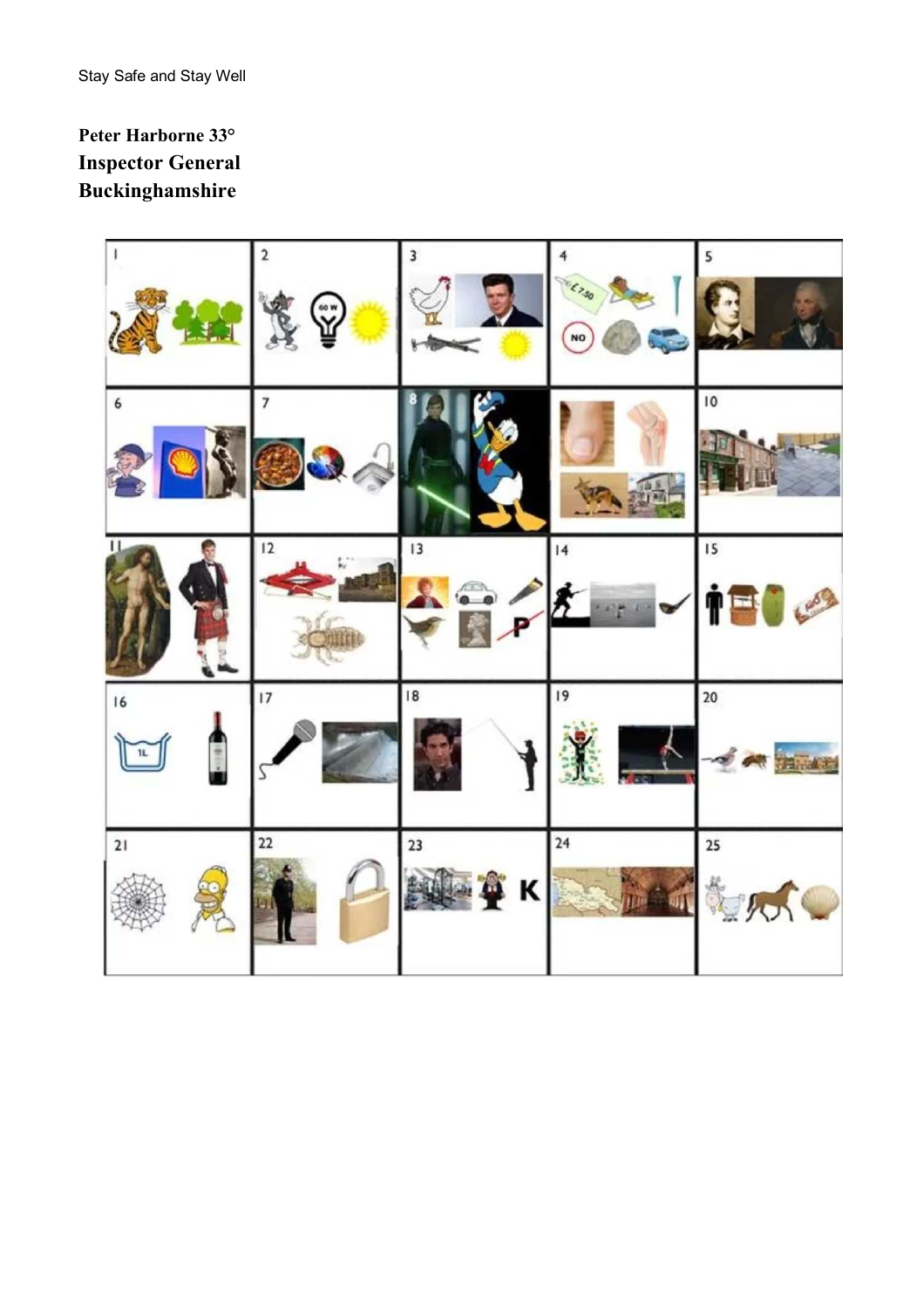Stay Safe and Stay Well

**Peter Harborne 33°**

**Inspector General**

**Buckinghamshire**

| | | | | |
|---|---|---|---|---|
| 1 | 2 | 3 | 4 | 5 |
| 6 | 7 | 8 | | 10 |
| 11 | 12 | 13 | 14 | 15 |
| 16 | 17 | 18 | 19 | 20 |
| 21 | 22 | 23 | 24 | 25 |